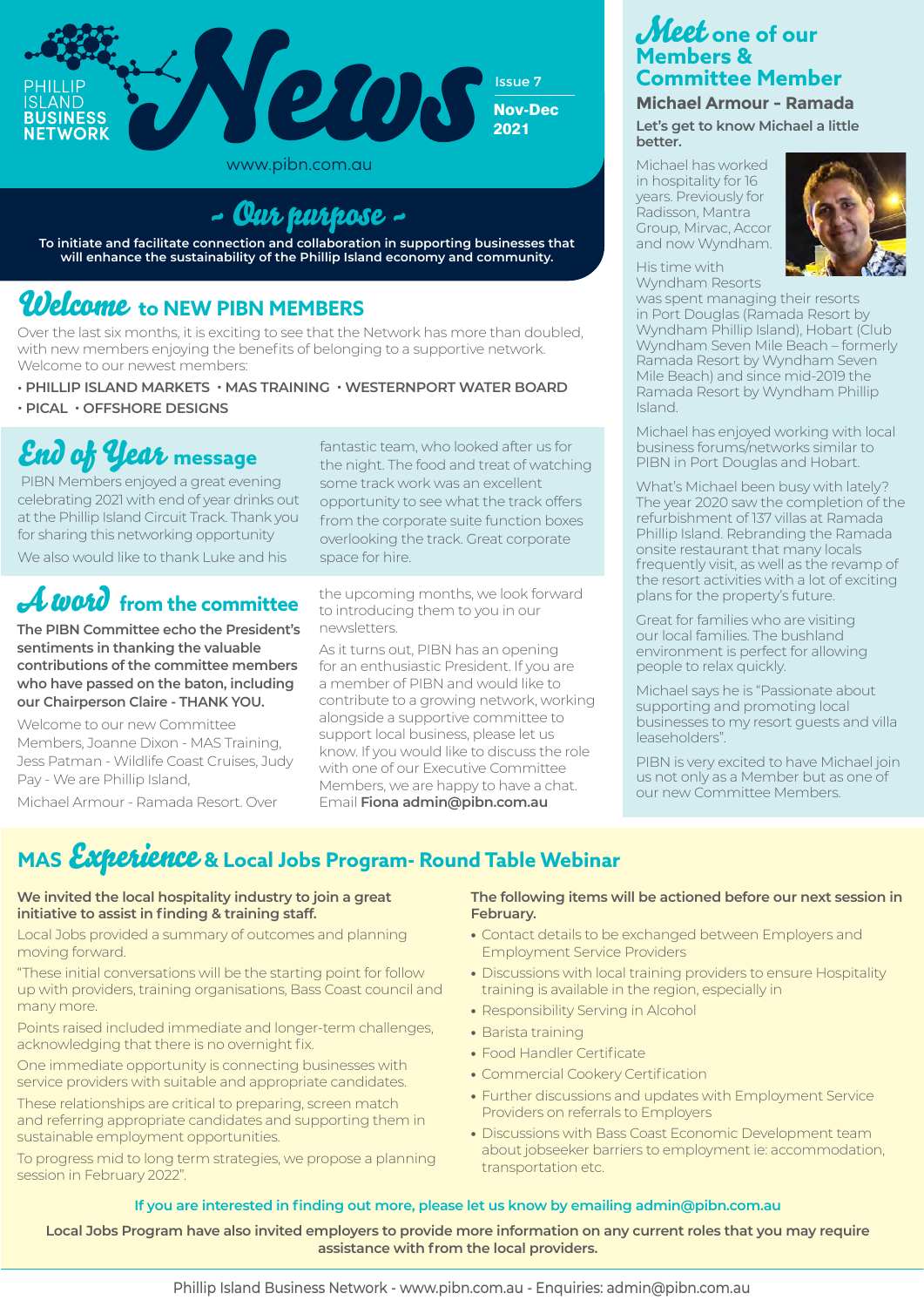# PHILLIP ISLAND BUSINESS NETWORK News

Issue 7

**Nov-Dec 2021**

www.pibn.com.au

## ~ Our purpose ~

**To initiate and facilitate connection and collaboration in supporting businesses that will enhance the sustainability of the Phillip Island economy and community.**

## Welcome to NEW PIBN MEMBERS

Over the last six months, it is exciting to see that the Network has more than doubled, with new members enjoying the benefits of belonging to a supportive network. Welcome to our newest members:

- PHILLIP ISLAND MARKETS
- MAS TRAINING
- WESTERNPORT WATER BOARD
- PICAL
- OFFSHORE DESIGNS

## End of Year message

PIBN Members enjoyed a great evening celebrating 2021 with end of year drinks out at the Phillip Island Circuit Track. Thank you for sharing this networking opportunity

We also would like to thank Luke and his fantastic team, who looked after us for the night. The food and treat of watching some track work was an excellent opportunity to see what the track offers from the corporate suite function boxes overlooking the track. Great corporate space for hire.

## A word from the committee

**The PIBN Committee echo the President's sentiments in thanking the valuable contributions of the committee members who have passed on the baton, including our Chairperson Claire - THANK YOU.**

Welcome to our new Committee Members, Joanne Dixon - MAS Training, Jess Patman - Wildlife Coast Cruises, Judy Pay - We are Phillip Island,

Michael Armour - Ramada Resort. Over the upcoming months, we look forward to introducing them to you in our newsletters.

As it turns out, PIBN has an opening for an enthusiastic President. If you are a member of PIBN and would like to contribute to a growing network, working alongside a supportive committee to support local business, please let us know. If you would like to discuss the role with one of our Executive Committee Members, we are happy to have a chat. Email **Fiona admin@pibn.com.au**

## Meet one of our Members & Committee Member

### Michael Armour - Ramada

**Let's get to know Michael a little better.**

Michael has worked in hospitality for 16 years. Previously for Radisson, Mantra Group, Mirvac, Accor and now Wyndham.

His time with Wyndham Resorts was spent managing their resorts in Port Douglas (Ramada Resort by Wyndham Phillip Island), Hobart (Club Wyndham Seven Mile Beach – formerly Ramada Resort by Wyndham Seven Mile Beach) and since mid-2019 the Ramada Resort by Wyndham Phillip Island.

Michael has enjoyed working with local business forums/networks similar to PIBN in Port Douglas and Hobart.

What's Michael been busy with lately? The year 2020 saw the completion of the refurbishment of 137 villas at Ramada Phillip Island. Rebranding the Ramada onsite restaurant that many locals frequently visit, as well as the revamp of the resort activities with a lot of exciting plans for the property's future.

Great for families who are visiting our local families. The bushland environment is perfect for allowing people to relax quickly.

Michael says he is "Passionate about supporting and promoting local businesses to my resort guests and villa leaseholders".

PIBN is very excited to have Michael join us not only as a Member but as one of our new Committee Members.

## MAS Experience & Local Jobs Program- Round Table Webinar

**We invited the local hospitality industry to join a great initiative to assist in finding & training staff.**

Local Jobs provided a summary of outcomes and planning moving forward.

"These initial conversations will be the starting point for follow up with providers, training organisations, Bass Coast council and many more.

Points raised included immediate and longer-term challenges, acknowledging that there is no overnight fix.

One immediate opportunity is connecting businesses with service providers with suitable and appropriate candidates.

These relationships are critical to preparing, screen match and referring appropriate candidates and supporting them in sustainable employment opportunities.

To progress mid to long term strategies, we propose a planning session in February 2022".

**The following items will be actioned before our next session in February.**

- Contact details to be exchanged between Employers and Employment Service Providers
- Discussions with local training providers to ensure Hospitality training is available in the region, especially in
- Responsibility Serving in Alcohol
- Barista training
- Food Handler Certificate
- Commercial Cookery Certification
- Further discussions and updates with Employment Service Providers on referrals to Employers
- Discussions with Bass Coast Economic Development team about jobseeker barriers to employment ie: accommodation, transportation etc.

If you are interested in finding out more, please let us know by emailing admin@pibn.com.au

**Local Jobs Program have also invited employers to provide more information on any current roles that you may require assistance with from the local providers.**

Phillip Island Business Network - www.pibn.com.au - Enquiries: admin@pibn.com.au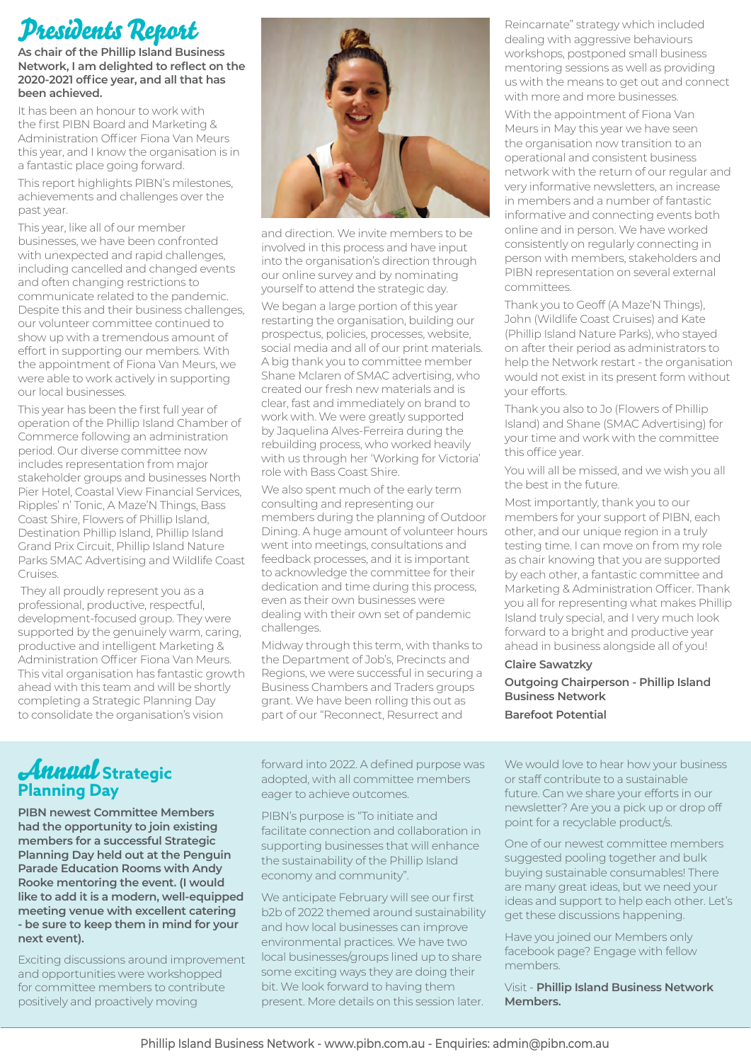# Presidents Report

**As chair of the Phillip Island Business Network, I am delighted to reflect on the 2020-2021 office year, and all that has been achieved.**

It has been an honour to work with the first PIBN Board and Marketing & Administration Officer Fiona Van Meurs this year, and I know the organisation is in a fantastic place going forward.

This report highlights PIBN's milestones, achievements and challenges over the past year.

This year, like all of our member businesses, we have been confronted with unexpected and rapid challenges, including cancelled and changed events and often changing restrictions to communicate related to the pandemic. Despite this and their business challenges, our volunteer committee continued to show up with a tremendous amount of effort in supporting our members. With the appointment of Fiona Van Meurs, we were able to work actively in supporting our local businesses.

This year has been the first full year of operation of the Phillip Island Chamber of Commerce following an administration period. Our diverse committee now includes representation from major stakeholder groups and businesses North Pier Hotel, Coastal View Financial Services, Ripples' n' Tonic, A Maze'N Things, Bass Coast Shire, Flowers of Phillip Island, Destination Phillip Island, Phillip Island Grand Prix Circuit, Phillip Island Nature Parks SMAC Advertising and Wildlife Coast Cruises.

They all proudly represent you as a professional, productive, respectful, development-focused group. They were supported by the genuinely warm, caring, productive and intelligent Marketing & Administration Officer Fiona Van Meurs. This vital organisation has fantastic growth ahead with this team and will be shortly completing a Strategic Planning Day to consolidate the organisation's vision and direction. We invite members to be involved in this process and have input into the organisation's direction through our online survey and by nominating yourself to attend the strategic day.

We began a large portion of this year restarting the organisation, building our prospectus, policies, processes, website, social media and all of our print materials. A big thank you to committee member Shane Mclaren of SMAC advertising, who created our fresh new materials and is clear, fast and immediately on brand to work with. We were greatly supported by Jaquelina Alves-Ferreira during the rebuilding process, who worked heavily with us through her 'Working for Victoria' role with Bass Coast Shire.

We also spent much of the early term consulting and representing our members during the planning of Outdoor Dining. A huge amount of volunteer hours went into meetings, consultations and feedback processes, and it is important to acknowledge the committee for their dedication and time during this process, even as their own businesses were dealing with their own set of pandemic challenges.

Midway through this term, with thanks to the Department of Job's, Precincts and Regions, we were successful in securing a Business Chambers and Traders groups grant. We have been rolling this out as part of our "Reconnect, Resurrect and Reincarnate" strategy which included dealing with aggressive behaviours workshops, postponed small business mentoring sessions as well as providing us with the means to get out and connect with more and more businesses.

With the appointment of Fiona Van Meurs in May this year we have seen the organisation now transition to an operational and consistent business network with the return of our regular and very informative newsletters, an increase in members and a number of fantastic informative and connecting events both online and in person. We have worked consistently on regularly connecting in person with members, stakeholders and PIBN representation on several external committees.

Thank you to Geoff (A Maze'N Things), John (Wildlife Coast Cruises) and Kate (Phillip Island Nature Parks), who stayed on after their period as administrators to help the Network restart - the organisation would not exist in its present form without your efforts.

Thank you also to Jo (Flowers of Phillip Island) and Shane (SMAC Advertising) for your time and work with the committee this office year.

You will all be missed, and we wish you all the best in the future.

Most importantly, thank you to our members for your support of PIBN, each other, and our unique region in a truly testing time. I can move on from my role as chair knowing that you are supported by each other, a fantastic committee and Marketing & Administration Officer. Thank you all for representing what makes Phillip Island truly special, and I very much look forward to a bright and productive year ahead in business alongside all of you!

**Claire Sawatzky**

**Outgoing Chairperson - Phillip Island Business Network**

**Barefoot Potential**

## Annual Strategic Planning Day

**PIBN newest Committee Members had the opportunity to join existing members for a successful Strategic Planning Day held out at the Penguin Parade Education Rooms with Andy Rooke mentoring the event. (I would like to add it is a modern, well-equipped meeting venue with excellent catering - be sure to keep them in mind for your next event).**

Exciting discussions around improvement and opportunities were workshopped for committee members to contribute positively and proactively moving forward into 2022. A defined purpose was adopted, with all committee members eager to achieve outcomes.

PIBN's purpose is "To initiate and facilitate connection and collaboration in supporting businesses that will enhance the sustainability of the Phillip Island economy and community".

We anticipate February will see our first b2b of 2022 themed around sustainability and how local businesses can improve environmental practices. We have two local businesses/groups lined up to share some exciting ways they are doing their bit. We look forward to having them present. More details on this session later.

We would love to hear how your business or staff contribute to a sustainable future. Can we share your efforts in our newsletter? Are you a pick up or drop off point for a recyclable product/s.

One of our newest committee members suggested pooling together and bulk buying sustainable consumables! There are many great ideas, but we need your ideas and support to help each other. Let's get these discussions happening.

Have you joined our Members only facebook page? Engage with fellow members.

Visit - **Phillip Island Business Network Members.**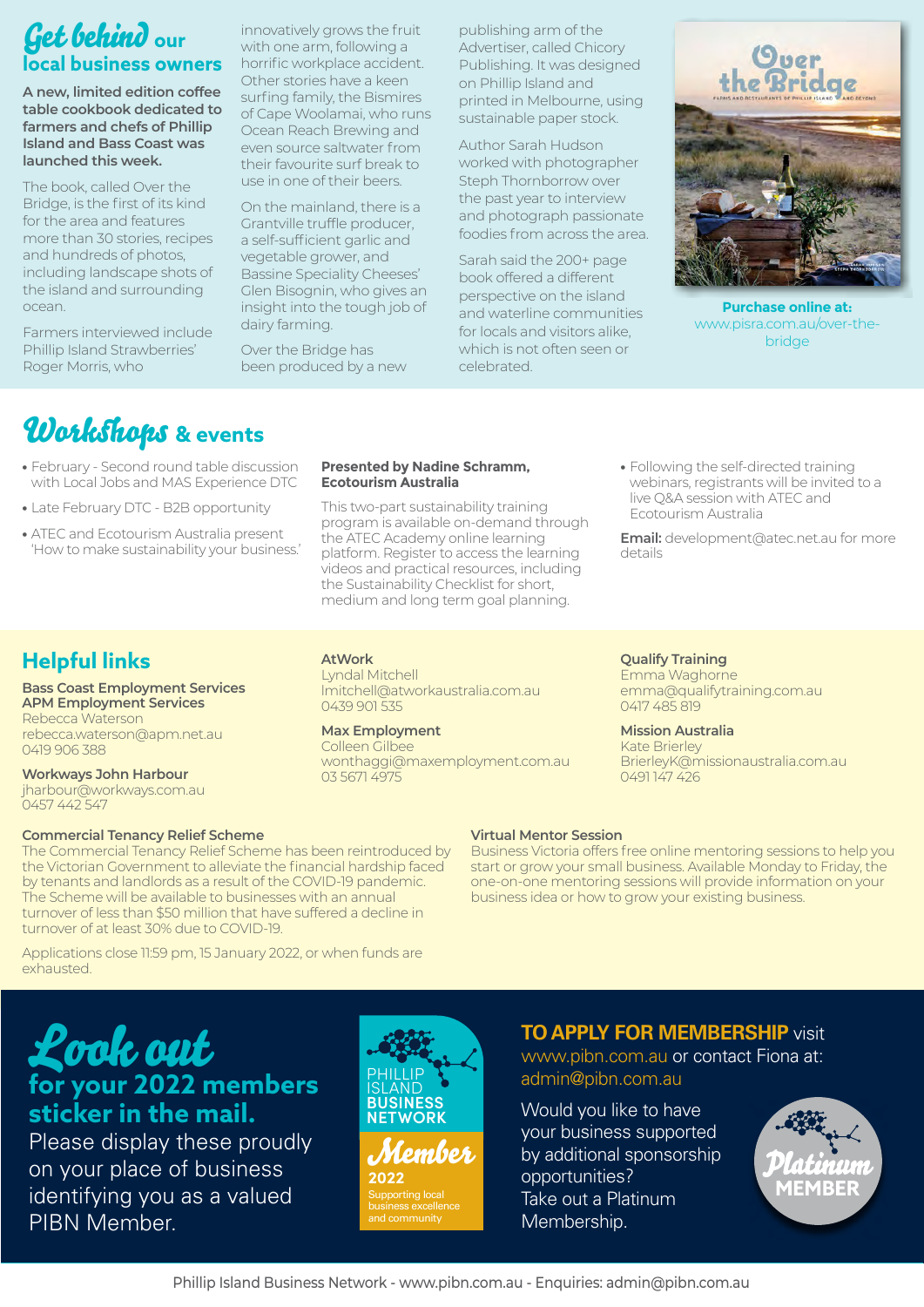## Get behind our local business owners

**A new, limited edition coffee table cookbook dedicated to farmers and chefs of Phillip Island and Bass Coast was launched this week.**

The book, called Over the Bridge, is the first of its kind for the area and features more than 30 stories, recipes and hundreds of photos, including landscape shots of the island and surrounding ocean.

Farmers interviewed include Phillip Island Strawberries' Roger Morris, who innovatively grows the fruit with one arm, following a horrific workplace accident. Other stories have a keen surfing family, the Bismires of Cape Woolamai, who runs Ocean Reach Brewing and even source saltwater from their favourite surf break to use in one of their beers.

On the mainland, there is a Grantville truffle producer, a self-sufficient garlic and vegetable grower, and Bassine Speciality Cheeses' Glen Bisognin, who gives an insight into the tough job of dairy farming.

Over the Bridge has been produced by a new publishing arm of the Advertiser, called Chicory Publishing. It was designed on Phillip Island and printed in Melbourne, using sustainable paper stock.

Author Sarah Hudson worked with photographer Steph Thornborrow over the past year to interview and photograph passionate foodies from across the area.

Sarah said the 200+ page book offered a different perspective on the island and waterline communities for locals and visitors alike, which is not often seen or celebrated.

**Purchase online at:** www.pisra.com.au/over-the-bridge

## Workshops & events

- February - Second round table discussion with Local Jobs and MAS Experience DTC
- Late February DTC - B2B opportunity
- ATEC and Ecotourism Australia present 'How to make sustainability your business.'

**Presented by Nadine Schramm, Ecotourism Australia**

This two-part sustainability training program is available on-demand through the ATEC Academy online learning platform. Register to access the learning videos and practical resources, including the Sustainability Checklist for short, medium and long term goal planning.

- Following the self-directed training webinars, registrants will be invited to a live Q&A session with ATEC and Ecotourism Australia

**Email:** development@atec.net.au for more details

## Helpful links

**Bass Coast Employment Services**
**APM Employment Services**
Rebecca Waterson
rebecca.waterson@apm.net.au
0419 906 388

**Workways John Harbour**
jharbour@workways.com.au
0457 442 547

**AtWork**
Lyndal Mitchell
lmitchell@atworkaustralia.com.au
0439 901 535

**Max Employment**
Colleen Gilbee
wonthaggi@maxemployment.com.au
03 5671 4975

**Qualify Training**
Emma Waghorne
emma@qualifytraining.com.au
0417 485 819

**Mission Australia**
Kate Brierley
BrierleyK@missionaustralia.com.au
0491 147 426

**Commercial Tenancy Relief Scheme**
The Commercial Tenancy Relief Scheme has been reintroduced by the Victorian Government to alleviate the financial hardship faced by tenants and landlords as a result of the COVID-19 pandemic. The Scheme will be available to businesses with an annual turnover of less than $50 million that have suffered a decline in turnover of at least 30% due to COVID-19.

Applications close 11:59 pm, 15 January 2022, or when funds are exhausted.

**Virtual Mentor Session**
Business Victoria offers free online mentoring sessions to help you start or grow your small business. Available Monday to Friday, the one-on-one mentoring sessions will provide information on your business idea or how to grow your existing business.

## Look out for your 2022 members sticker in the mail.

Please display these proudly on your place of business identifying you as a valued PIBN Member.

PHILLIP ISLAND BUSINESS NETWORK
Member 2022
Supporting local business excellence and community

**TO APPLY FOR MEMBERSHIP** visit www.pibn.com.au or contact Fiona at: admin@pibn.com.au

Would you like to have your business supported by additional sponsorship opportunities? Take out a Platinum Membership.

Platinum MEMBER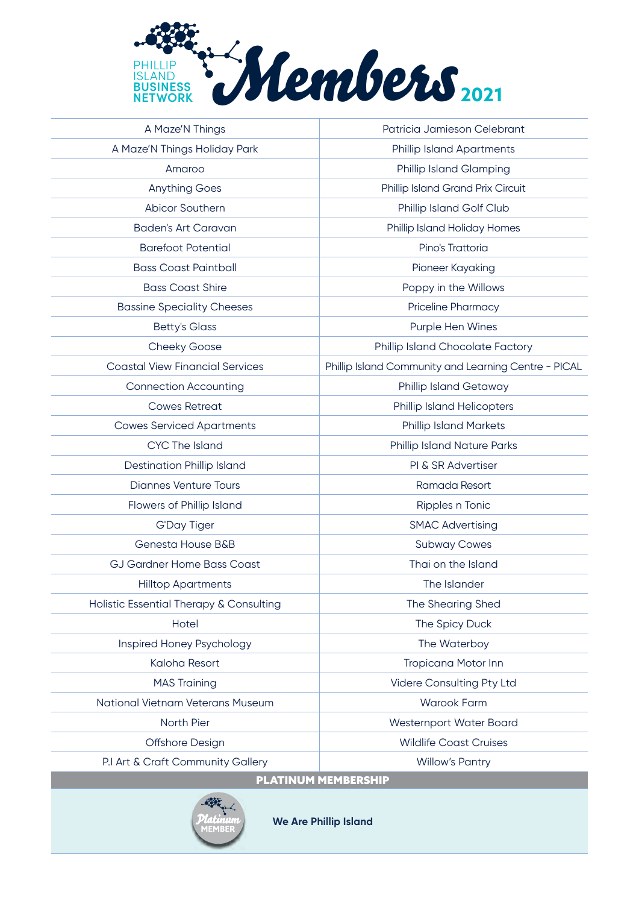PHILLIP ISLAND BUSINESS NETWORK

# Members 2021

| | |
|---|---|
| A Maze'N Things | Patricia Jamieson Celebrant |
| A Maze'N Things Holiday Park | Phillip Island Apartments |
| Amaroo | Phillip Island Glamping |
| Anything Goes | Phillip Island Grand Prix Circuit |
| Abicor Southern | Phillip Island Golf Club |
| Baden's Art Caravan | Phillip Island Holiday Homes |
| Barefoot Potential | Pino's Trattoria |
| Bass Coast Paintball | Pioneer Kayaking |
| Bass Coast Shire | Poppy in the Willows |
| Bassine Speciality Cheeses | Priceline Pharmacy |
| Betty's Glass | Purple Hen Wines |
| Cheeky Goose | Phillip Island Chocolate Factory |
| Coastal View Financial Services | Phillip Island Community and Learning Centre - PICAL |
| Connection Accounting | Phillip Island Getaway |
| Cowes Retreat | Phillip Island Helicopters |
| Cowes Serviced Apartments | Phillip Island Markets |
| CYC The Island | Phillip Island Nature Parks |
| Destination Phillip Island | PI & SR Advertiser |
| Diannes Venture Tours | Ramada Resort |
| Flowers of Phillip Island | Ripples n Tonic |
| G'Day Tiger | SMAC Advertising |
| Genesta House B&B | Subway Cowes |
| GJ Gardner Home Bass Coast | Thai on the Island |
| Hilltop Apartments | The Islander |
| Holistic Essential Therapy & Consulting | The Shearing Shed |
| Hotel | The Spicy Duck |
| Inspired Honey Psychology | The Waterboy |
| Kaloha Resort | Tropicana Motor Inn |
| MAS Training | Videre Consulting Pty Ltd |
| National Vietnam Veterans Museum | Warook Farm |
| North Pier | Westernport Water Board |
| Offshore Design | Wildlife Coast Cruises |
| P.I Art & Craft Community Gallery | Willow's Pantry |

**PLATINUM MEMBERSHIP**

Platinum MEMBER

**We Are Phillip Island**